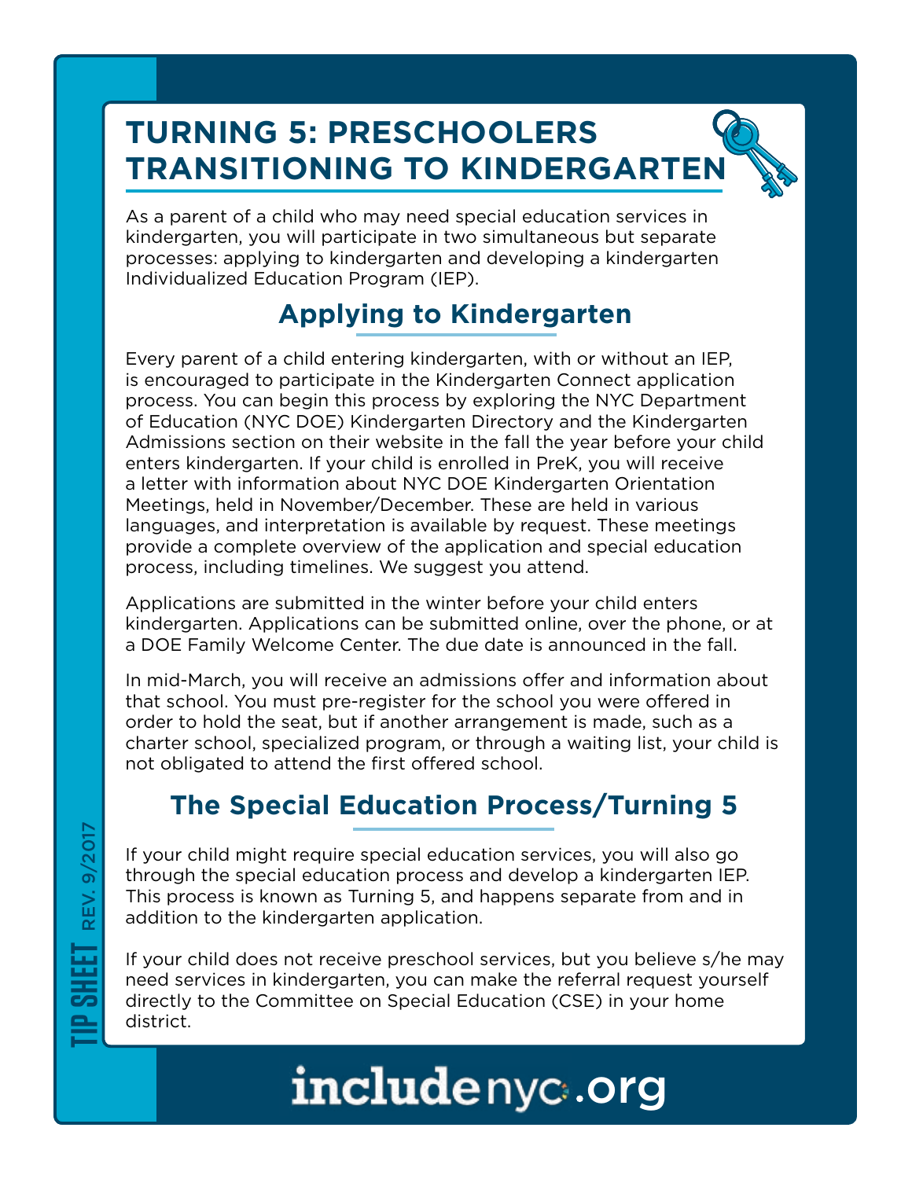# TURNING 5: PRESCHOOLERS TRANSITIONING TO KINDERGARTEN

As a parent of a child who may need special education services in kindergarten, you will participate in two simultaneous but separate processes: applying to kindergarten and developing a kindergarten Individualized Education Program (IEP).

## Applying to Kindergarten

Every parent of a child entering kindergarten, with or without an IEP, is encouraged to participate in the Kindergarten Connect application process. You can begin this process by exploring the NYC Department of Education (NYC DOE) Kindergarten Directory and the Kindergarten Admissions section on their website in the fall the year before your child enters kindergarten. If your child is enrolled in PreK, you will receive a letter with information about NYC DOE Kindergarten Orientation Meetings, held in November/December. These are held in various languages, and interpretation is available by request. These meetings provide a complete overview of the application and special education process, including timelines. We suggest you attend.

Applications are submitted in the winter before your child enters kindergarten. Applications can be submitted online, over the phone, or at a DOE Family Welcome Center. The due date is announced in the fall.

In mid-March, you will receive an admissions offer and information about that school. You must pre-register for the school you were offered in order to hold the seat, but if another arrangement is made, such as a charter school, specialized program, or through a waiting list, your child is not obligated to attend the first offered school.

## The Special Education Process/Turning 5

If your child might require special education services, you will also go through the special education process and develop a kindergarten IEP. This process is known as Turning 5, and happens separate from and in addition to the kindergarten application.

If your child does not receive preschool services, but you believe s/he may need services in kindergarten, you can make the referral request yourself directly to the Committee on Special Education (CSE) in your home district.

TIP SHEET REV. 9/2017

includenyc.org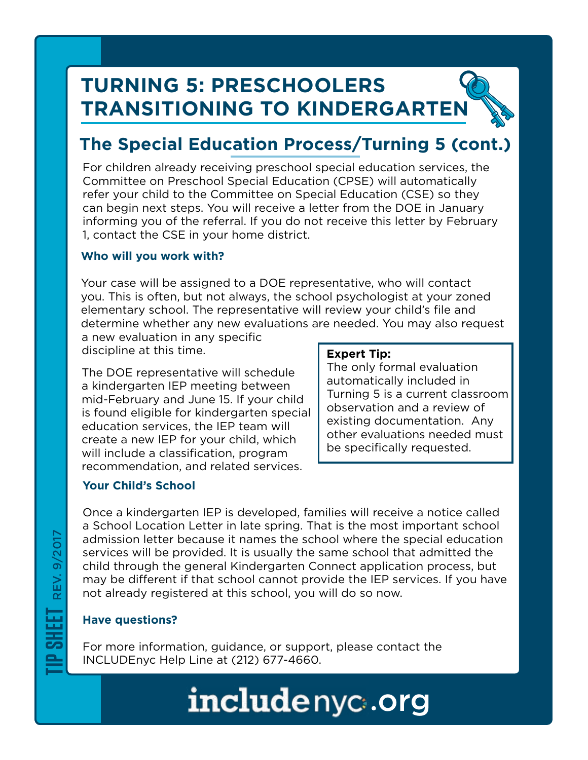# TURNING 5: PRESCHOOLERS TRANSITIONING TO KINDERGARTEN

## The Special Education Process/Turning 5 (cont.)

For children already receiving preschool special education services, the Committee on Preschool Special Education (CPSE) will automatically refer your child to the Committee on Special Education (CSE) so they can begin next steps. You will receive a letter from the DOE in January informing you of the referral. If you do not receive this letter by February 1, contact the CSE in your home district.

### Who will you work with?

Your case will be assigned to a DOE representative, who will contact you. This is often, but not always, the school psychologist at your zoned elementary school. The representative will review your child's file and determine whether any new evaluations are needed. You may also request a new evaluation in any specific discipline at this time.

The DOE representative will schedule a kindergarten IEP meeting between mid-February and June 15. If your child is found eligible for kindergarten special education services, the IEP team will create a new IEP for your child, which will include a classification, program recommendation, and related services.

**Expert Tip:**
The only formal evaluation automatically included in Turning 5 is a current classroom observation and a review of existing documentation. Any other evaluations needed must be specifically requested.

### Your Child's School

Once a kindergarten IEP is developed, families will receive a notice called a School Location Letter in late spring. That is the most important school admission letter because it names the school where the special education services will be provided. It is usually the same school that admitted the child through the general Kindergarten Connect application process, but may be different if that school cannot provide the IEP services. If you have not already registered at this school, you will do so now.

### Have questions?

For more information, guidance, or support, please contact the INCLUDEnyc Help Line at (212) 677-4660.

TIP SHEET REV. 9/2017

includenyc.org